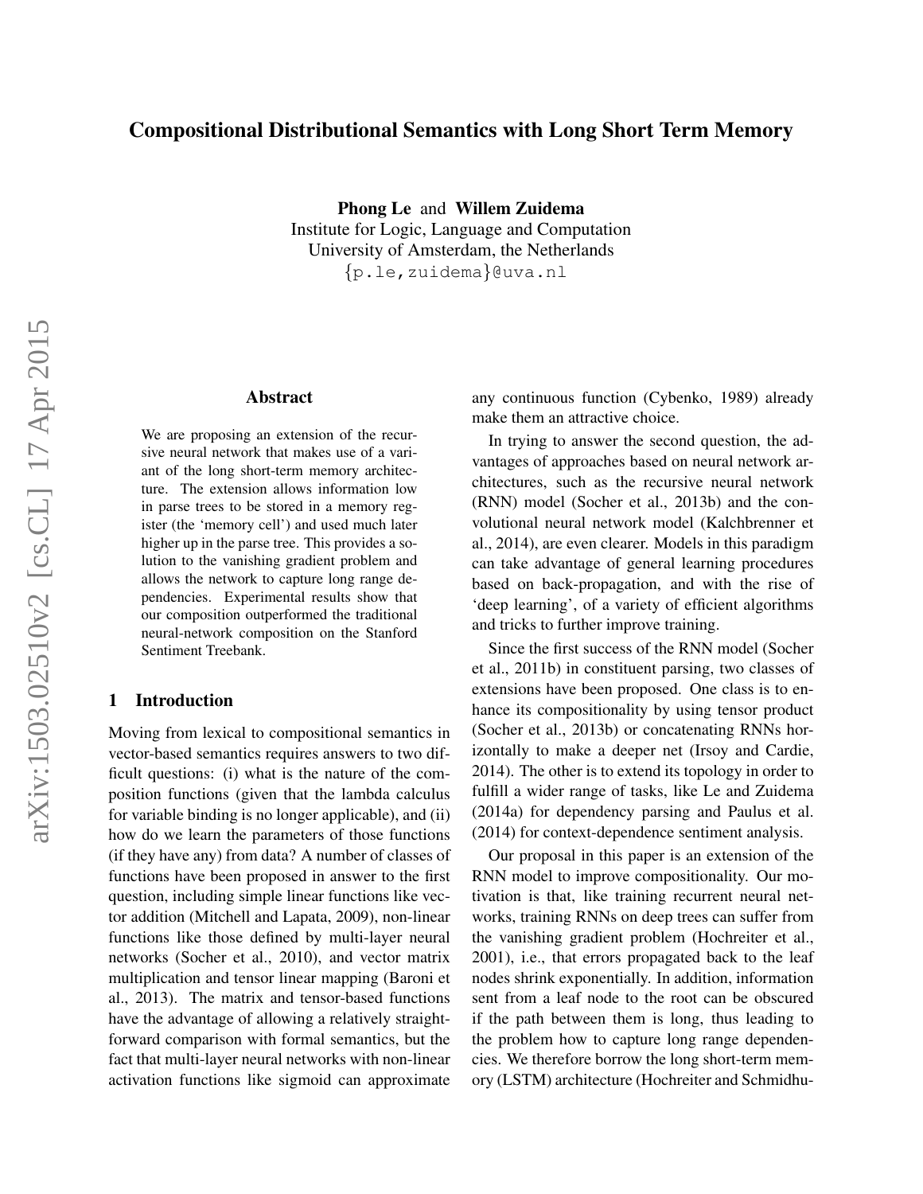# Compositional Distributional Semantics with Long Short Term Memory

**Phong Le** and **Willem Zuidema**
Institute for Logic, Language and Computation
University of Amsterdam, the Netherlands
{p.le,zuidema}@uva.nl

## Abstract

We are proposing an extension of the recursive neural network that makes use of a variant of the long short-term memory architecture. The extension allows information low in parse trees to be stored in a memory register (the 'memory cell') and used much later higher up in the parse tree. This provides a solution to the vanishing gradient problem and allows the network to capture long range dependencies. Experimental results show that our composition outperformed the traditional neural-network composition on the Stanford Sentiment Treebank.

## 1 Introduction

Moving from lexical to compositional semantics in vector-based semantics requires answers to two difficult questions: (i) what is the nature of the composition functions (given that the lambda calculus for variable binding is no longer applicable), and (ii) how do we learn the parameters of those functions (if they have any) from data? A number of classes of functions have been proposed in answer to the first question, including simple linear functions like vector addition (Mitchell and Lapata, 2009), non-linear functions like those defined by multi-layer neural networks (Socher et al., 2010), and vector matrix multiplication and tensor linear mapping (Baroni et al., 2013). The matrix and tensor-based functions have the advantage of allowing a relatively straightforward comparison with formal semantics, but the fact that multi-layer neural networks with non-linear activation functions like sigmoid can approximate any continuous function (Cybenko, 1989) already make them an attractive choice.

In trying to answer the second question, the advantages of approaches based on neural network architectures, such as the recursive neural network (RNN) model (Socher et al., 2013b) and the convolutional neural network model (Kalchbrenner et al., 2014), are even clearer. Models in this paradigm can take advantage of general learning procedures based on back-propagation, and with the rise of 'deep learning', of a variety of efficient algorithms and tricks to further improve training.

Since the first success of the RNN model (Socher et al., 2011b) in constituent parsing, two classes of extensions have been proposed. One class is to enhance its compositionality by using tensor product (Socher et al., 2013b) or concatenating RNNs horizontally to make a deeper net (Irsoy and Cardie, 2014). The other is to extend its topology in order to fulfill a wider range of tasks, like Le and Zuidema (2014a) for dependency parsing and Paulus et al. (2014) for context-dependence sentiment analysis.

Our proposal in this paper is an extension of the RNN model to improve compositionality. Our motivation is that, like training recurrent neural networks, training RNNs on deep trees can suffer from the vanishing gradient problem (Hochreiter et al., 2001), i.e., that errors propagated back to the leaf nodes shrink exponentially. In addition, information sent from a leaf node to the root can be obscured if the path between them is long, thus leading to the problem how to capture long range dependencies. We therefore borrow the long short-term memory (LSTM) architecture (Hochreiter and Schmidhu-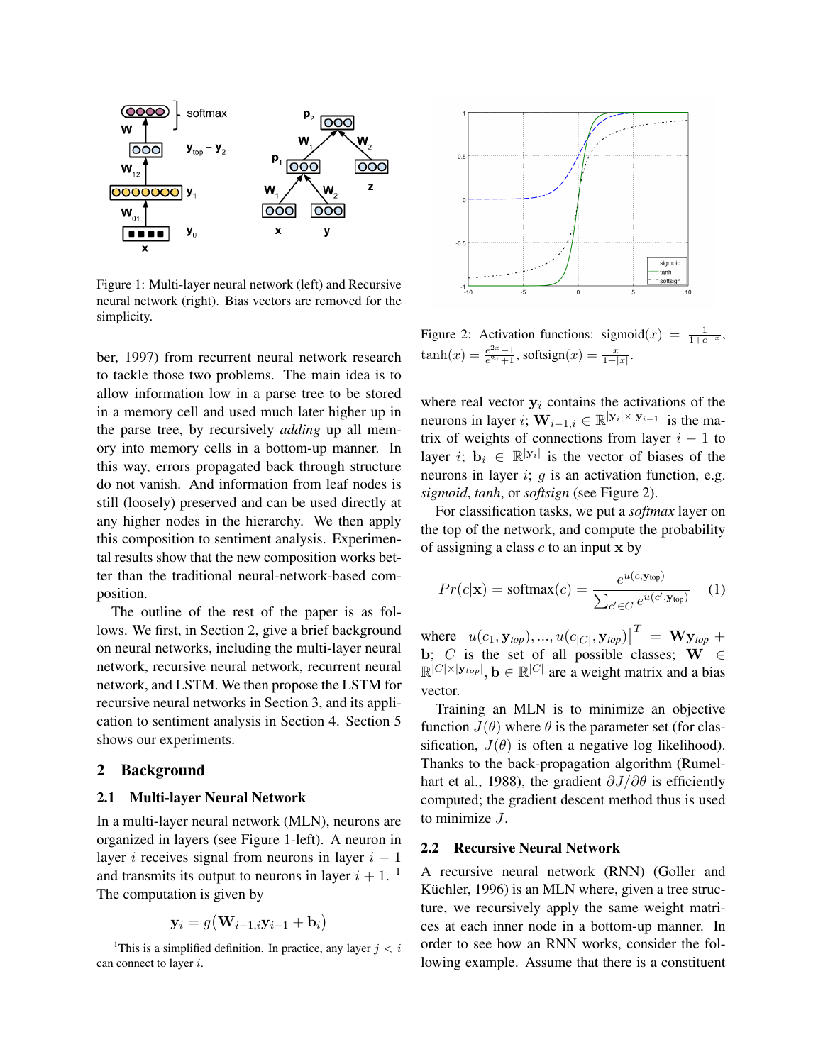Figure 1: Multi-layer neural network (left) and Recursive neural network (right). Bias vectors are removed for the simplicity.

ber, 1997) from recurrent neural network research to tackle those two problems. The main idea is to allow information low in a parse tree to be stored in a memory cell and used much later higher up in the parse tree, by recursively *adding* up all memory into memory cells in a bottom-up manner. In this way, errors propagated back through structure do not vanish. And information from leaf nodes is still (loosely) preserved and can be used directly at any higher nodes in the hierarchy. We then apply this composition to sentiment analysis. Experimental results show that the new composition works better than the traditional neural-network-based composition.

The outline of the rest of the paper is as follows. We first, in Section 2, give a brief background on neural networks, including the multi-layer neural network, recursive neural network, recurrent neural network, and LSTM. We then propose the LSTM for recursive neural networks in Section 3, and its application to sentiment analysis in Section 4. Section 5 shows our experiments.

## 2 Background

### 2.1 Multi-layer Neural Network

In a multi-layer neural network (MLN), neurons are organized in layers (see Figure 1-left). A neuron in layer $i$ receives signal from neurons in layer $i-1$ and transmits its output to neurons in layer $i+1$. [1] The computation is given by

$$\mathbf{y}_i = g\big(\mathbf{W}_{i-1,i}\mathbf{y}_{i-1} + \mathbf{b}_i\big)$$

[1] This is a simplified definition. In practice, any layer $j < i$ can connect to layer $i$.

Figure 2: Activation functions: $\text{sigmoid}(x) = \frac{1}{1+e^{-x}}$, $\tanh(x) = \frac{e^{2x}-1}{e^{2x}+1}$, $\text{softsign}(x) = \frac{x}{1+|x|}$.

where real vector $\mathbf{y}_i$ contains the activations of the neurons in layer $i$; $\mathbf{W}_{i-1,i} \in \mathbb{R}^{|\mathbf{y}_i| \times |\mathbf{y}_{i-1}|}$ is the matrix of weights of connections from layer $i-1$ to layer $i$; $\mathbf{b}_i \in \mathbb{R}^{|\mathbf{y}_i|}$ is the vector of biases of the neurons in layer $i$; $g$ is an activation function, e.g. *sigmoid*, *tanh*, or *softsign* (see Figure 2).

For classification tasks, we put a *softmax* layer on the top of the network, and compute the probability of assigning a class $c$ to an input $\mathbf{x}$ by

$$Pr(c|\mathbf{x}) = \text{softmax}(c) = \frac{e^{u(c,\mathbf{y}_{\text{top}})}}{\sum_{c' \in C} e^{u(c',\mathbf{y}_{\text{top}})}} \quad (1)$$

where $\left[u(c_1, \mathbf{y}_{top}), ..., u(c_{|C|}, \mathbf{y}_{top})\right]^T = \mathbf{W}\mathbf{y}_{top} + \mathbf{b}$; $C$ is the set of all possible classes; $\mathbf{W} \in \mathbb{R}^{|C| \times |\mathbf{y}_{top}|}$, $\mathbf{b} \in \mathbb{R}^{|C|}$ are a weight matrix and a bias vector.

Training an MLN is to minimize an objective function $J(\theta)$ where $\theta$ is the parameter set (for classification, $J(\theta)$ is often a negative log likelihood). Thanks to the back-propagation algorithm (Rumelhart et al., 1988), the gradient $\partial J / \partial \theta$ is efficiently computed; the gradient descent method thus is used to minimize $J$.

### 2.2 Recursive Neural Network

A recursive neural network (RNN) (Goller and Küchler, 1996) is an MLN where, given a tree structure, we recursively apply the same weight matrices at each inner node in a bottom-up manner. In order to see how an RNN works, consider the following example. Assume that there is a constituent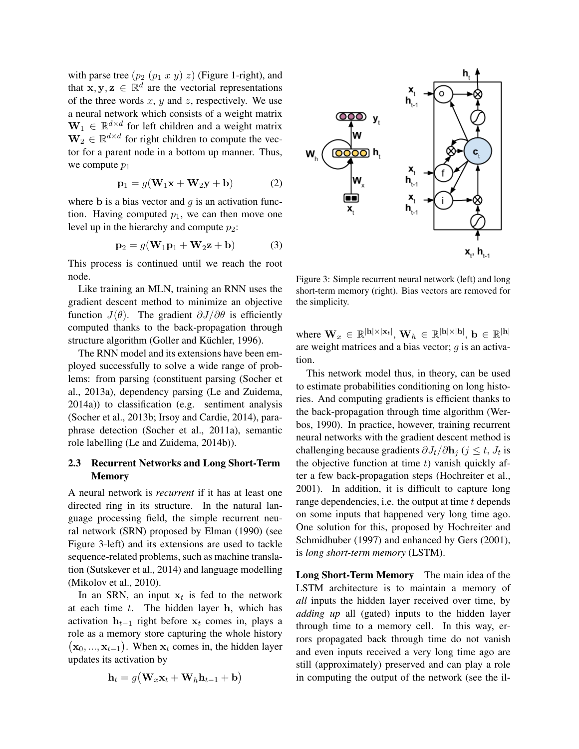with parse tree $(p_2\ (p_1\ x\ y)\ z)$ (Figure 1-right), and that $\mathbf{x}, \mathbf{y}, \mathbf{z} \in \mathbb{R}^d$ are the vectorial representations of the three words $x$, $y$ and $z$, respectively. We use a neural network which consists of a weight matrix $\mathbf{W}_1 \in \mathbb{R}^{d \times d}$ for left children and a weight matrix $\mathbf{W}_2 \in \mathbb{R}^{d \times d}$ for right children to compute the vector for a parent node in a bottom up manner. Thus, we compute $p_1$

$$\mathbf{p}_1 = g(\mathbf{W}_1\mathbf{x} + \mathbf{W}_2\mathbf{y} + \mathbf{b}) \tag{2}$$

where $\mathbf{b}$ is a bias vector and $g$ is an activation function. Having computed $p_1$, we can then move one level up in the hierarchy and compute $p_2$:

$$\mathbf{p}_2 = g(\mathbf{W}_1\mathbf{p}_1 + \mathbf{W}_2\mathbf{z} + \mathbf{b}) \tag{3}$$

This process is continued until we reach the root node.

Like training an MLN, training an RNN uses the gradient descent method to minimize an objective function $J(\theta)$. The gradient $\partial J / \partial \theta$ is efficiently computed thanks to the back-propagation through structure algorithm (Goller and Küchler, 1996).

The RNN model and its extensions have been employed successfully to solve a wide range of problems: from parsing (constituent parsing (Socher et al., 2013a), dependency parsing (Le and Zuidema, 2014a)) to classification (e.g. sentiment analysis (Socher et al., 2013b; Irsoy and Cardie, 2014), paraphrase detection (Socher et al., 2011a), semantic role labelling (Le and Zuidema, 2014b)).

### 2.3 Recurrent Networks and Long Short-Term Memory

A neural network is *recurrent* if it has at least one directed ring in its structure. In the natural language processing field, the simple recurrent neural network (SRN) proposed by Elman (1990) (see Figure 3-left) and its extensions are used to tackle sequence-related problems, such as machine translation (Sutskever et al., 2014) and language modelling (Mikolov et al., 2010).

In an SRN, an input $\mathbf{x}_t$ is fed to the network at each time $t$. The hidden layer $\mathbf{h}$, which has activation $\mathbf{h}_{t-1}$ right before $\mathbf{x}_t$ comes in, plays a role as a memory store capturing the whole history $(\mathbf{x}_0, ..., \mathbf{x}_{t-1})$. When $\mathbf{x}_t$ comes in, the hidden layer updates its activation by

$$\mathbf{h}_t = g\big(\mathbf{W}_x\mathbf{x}_t + \mathbf{W}_h\mathbf{h}_{t-1} + \mathbf{b}\big)$$

Figure 3: Simple recurrent neural network (left) and long short-term memory (right). Bias vectors are removed for the simplicity.

where $\mathbf{W}_x \in \mathbb{R}^{|\mathbf{h}| \times |\mathbf{x}_t|}$, $\mathbf{W}_h \in \mathbb{R}^{|\mathbf{h}| \times |\mathbf{h}|}$, $\mathbf{b} \in \mathbb{R}^{|\mathbf{h}|}$ are weight matrices and a bias vector; $g$ is an activation.

This network model thus, in theory, can be used to estimate probabilities conditioning on long histories. And computing gradients is efficient thanks to the back-propagation through time algorithm (Werbos, 1990). In practice, however, training recurrent neural networks with the gradient descent method is challenging because gradients $\partial J_t / \partial \mathbf{h}_j$ ($j \leq t$, $J_t$ is the objective function at time $t$) vanish quickly after a few back-propagation steps (Hochreiter et al., 2001). In addition, it is difficult to capture long range dependencies, i.e. the output at time $t$ depends on some inputs that happened very long time ago. One solution for this, proposed by Hochreiter and Schmidhuber (1997) and enhanced by Gers (2001), is *long short-term memory* (LSTM).

**Long Short-Term Memory** The main idea of the LSTM architecture is to maintain a memory of *all* inputs the hidden layer received over time, by *adding up* all (gated) inputs to the hidden layer through time to a memory cell. In this way, errors propagated back through time do not vanish and even inputs received a very long time ago are still (approximately) preserved and can play a role in computing the output of the network (see the il-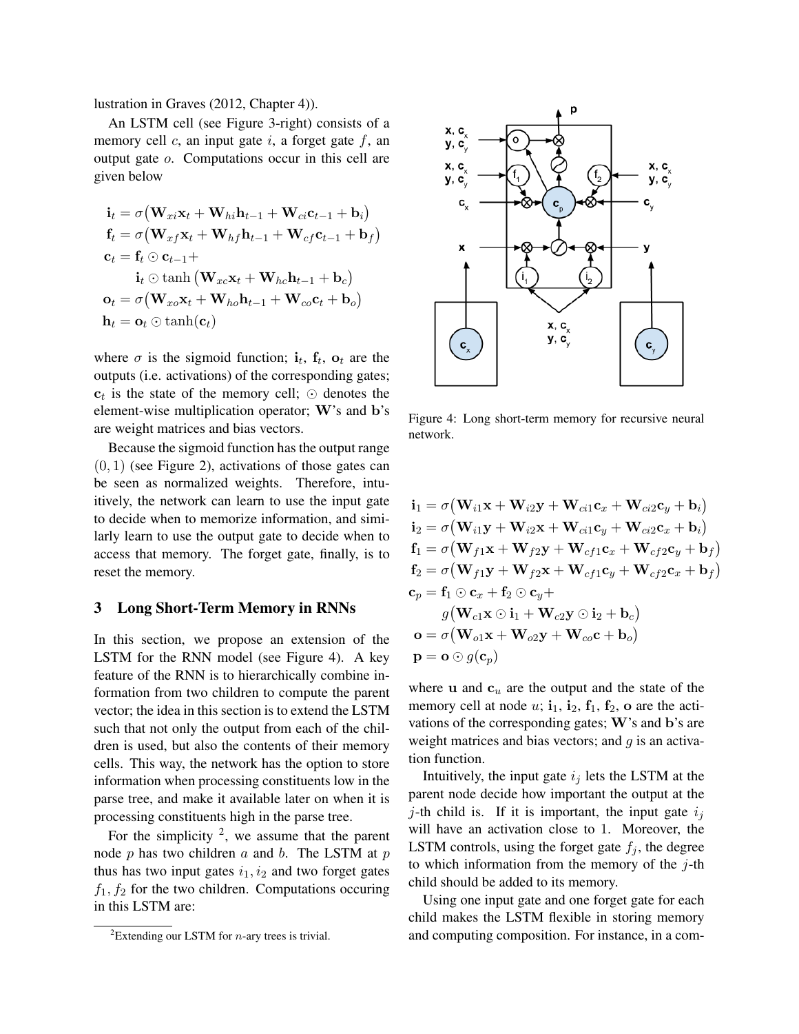lustration in Graves (2012, Chapter 4)).

An LSTM cell (see Figure 3-right) consists of a memory cell $c$, an input gate $i$, a forget gate $f$, an output gate $o$. Computations occur in this cell are given below

$$
\begin{aligned}
\mathbf{i}_t &= \sigma\big(\mathbf{W}_{xi}\mathbf{x}_t + \mathbf{W}_{hi}\mathbf{h}_{t-1} + \mathbf{W}_{ci}\mathbf{c}_{t-1} + \mathbf{b}_i\big) \\
\mathbf{f}_t &= \sigma\big(\mathbf{W}_{xf}\mathbf{x}_t + \mathbf{W}_{hf}\mathbf{h}_{t-1} + \mathbf{W}_{cf}\mathbf{c}_{t-1} + \mathbf{b}_f\big) \\
\mathbf{c}_t &= \mathbf{f}_t \odot \mathbf{c}_{t-1} + \\
&\quad \mathbf{i}_t \odot \tanh\big(\mathbf{W}_{xc}\mathbf{x}_t + \mathbf{W}_{hc}\mathbf{h}_{t-1} + \mathbf{b}_c\big) \\
\mathbf{o}_t &= \sigma\big(\mathbf{W}_{xo}\mathbf{x}_t + \mathbf{W}_{ho}\mathbf{h}_{t-1} + \mathbf{W}_{co}\mathbf{c}_t + \mathbf{b}_o\big) \\
\mathbf{h}_t &= \mathbf{o}_t \odot \tanh(\mathbf{c}_t)
\end{aligned}
$$

where $\sigma$ is the sigmoid function; $\mathbf{i}_t$, $\mathbf{f}_t$, $\mathbf{o}_t$ are the outputs (i.e. activations) of the corresponding gates; $\mathbf{c}_t$ is the state of the memory cell; $\odot$ denotes the element-wise multiplication operator; $\mathbf{W}$'s and $\mathbf{b}$'s are weight matrices and bias vectors.

Because the sigmoid function has the output range $(0, 1)$ (see Figure 2), activations of those gates can be seen as normalized weights. Therefore, intuitively, the network can learn to use the input gate to decide when to memorize information, and similarly learn to use the output gate to decide when to access that memory. The forget gate, finally, is to reset the memory.

## 3 Long Short-Term Memory in RNNs

In this section, we propose an extension of the LSTM for the RNN model (see Figure 4). A key feature of the RNN is to hierarchically combine information from two children to compute the parent vector; the idea in this section is to extend the LSTM such that not only the output from each of the children is used, but also the contents of their memory cells. This way, the network has the option to store information when processing constituents low in the parse tree, and make it available later on when it is processing constituents high in the parse tree.

For the simplicity [2], we assume that the parent node $p$ has two children $a$ and $b$. The LSTM at $p$ thus has two input gates $i_1, i_2$ and two forget gates $f_1, f_2$ for the two children. Computations occuring in this LSTM are:

[2] Extending our LSTM for $n$-ary trees is trivial.

Figure 4: Long short-term memory for recursive neural network.

$$
\begin{aligned}
\mathbf{i}_1 &= \sigma\big(\mathbf{W}_{i1}\mathbf{x} + \mathbf{W}_{i2}\mathbf{y} + \mathbf{W}_{ci1}\mathbf{c}_x + \mathbf{W}_{ci2}\mathbf{c}_y + \mathbf{b}_i\big) \\
\mathbf{i}_2 &= \sigma\big(\mathbf{W}_{i1}\mathbf{y} + \mathbf{W}_{i2}\mathbf{x} + \mathbf{W}_{ci1}\mathbf{c}_y + \mathbf{W}_{ci2}\mathbf{c}_x + \mathbf{b}_i\big) \\
\mathbf{f}_1 &= \sigma\big(\mathbf{W}_{f1}\mathbf{x} + \mathbf{W}_{f2}\mathbf{y} + \mathbf{W}_{cf1}\mathbf{c}_x + \mathbf{W}_{cf2}\mathbf{c}_y + \mathbf{b}_f\big) \\
\mathbf{f}_2 &= \sigma\big(\mathbf{W}_{f1}\mathbf{y} + \mathbf{W}_{f2}\mathbf{x} + \mathbf{W}_{cf1}\mathbf{c}_y + \mathbf{W}_{cf2}\mathbf{c}_x + \mathbf{b}_f\big) \\
\mathbf{c}_p &= \mathbf{f}_1 \odot \mathbf{c}_x + \mathbf{f}_2 \odot \mathbf{c}_y + \\
&\quad g\big(\mathbf{W}_{c1}\mathbf{x} \odot \mathbf{i}_1 + \mathbf{W}_{c2}\mathbf{y} \odot \mathbf{i}_2 + \mathbf{b}_c\big) \\
\mathbf{o} &= \sigma\big(\mathbf{W}_{o1}\mathbf{x} + \mathbf{W}_{o2}\mathbf{y} + \mathbf{W}_{co}\mathbf{c} + \mathbf{b}_o\big) \\
\mathbf{p} &= \mathbf{o} \odot g(\mathbf{c}_p)
\end{aligned}
$$

where $\mathbf{u}$ and $\mathbf{c}_u$ are the output and the state of the memory cell at node $u$; $\mathbf{i}_1$, $\mathbf{i}_2$, $\mathbf{f}_1$, $\mathbf{f}_2$, $\mathbf{o}$ are the activations of the corresponding gates; $\mathbf{W}$'s and $\mathbf{b}$'s are weight matrices and bias vectors; and $g$ is an activation function.

Intuitively, the input gate $i_j$ lets the LSTM at the parent node decide how important the output at the $j$-th child is. If it is important, the input gate $i_j$ will have an activation close to 1. Moreover, the LSTM controls, using the forget gate $f_j$, the degree to which information from the memory of the $j$-th child should be added to its memory.

Using one input gate and one forget gate for each child makes the LSTM flexible in storing memory and computing composition. For instance, in a com-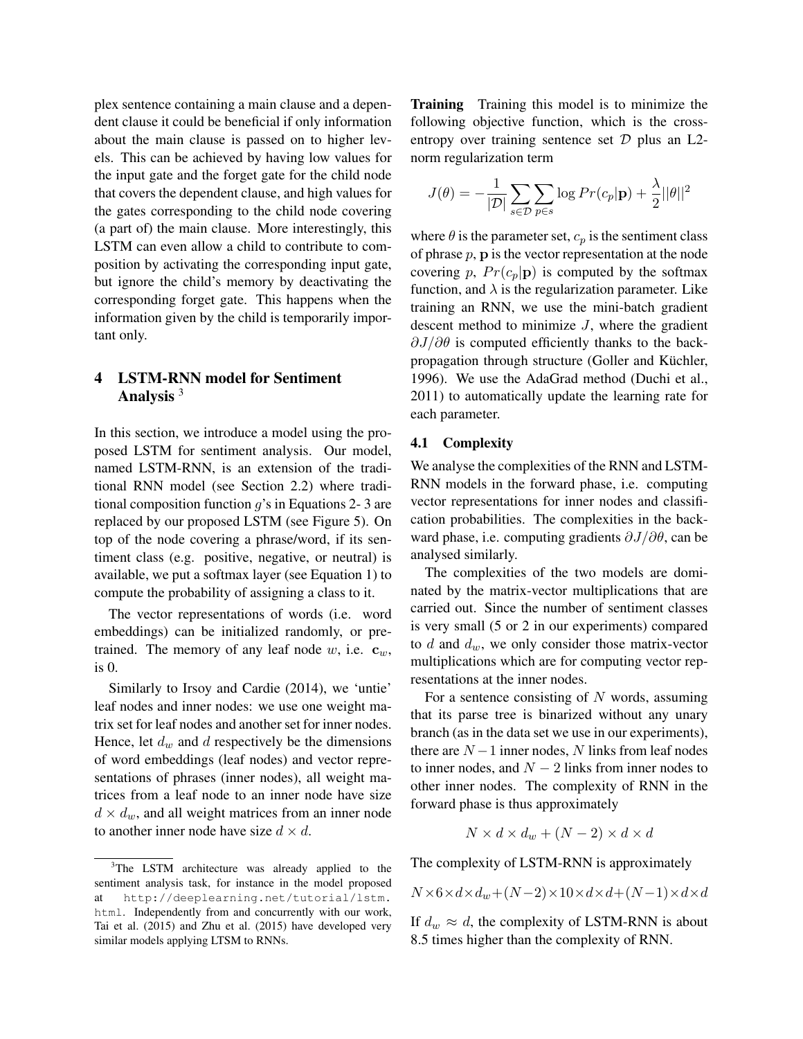plex sentence containing a main clause and a dependent clause it could be beneficial if only information about the main clause is passed on to higher levels. This can be achieved by having low values for the input gate and the forget gate for the child node that covers the dependent clause, and high values for the gates corresponding to the child node covering (a part of) the main clause. More interestingly, this LSTM can even allow a child to contribute to composition by activating the corresponding input gate, but ignore the child's memory by deactivating the corresponding forget gate. This happens when the information given by the child is temporarily important only.

## 4 LSTM-RNN model for Sentiment Analysis [3]

In this section, we introduce a model using the proposed LSTM for sentiment analysis. Our model, named LSTM-RNN, is an extension of the traditional RNN model (see Section 2.2) where traditional composition function $g$'s in Equations 2- 3 are replaced by our proposed LSTM (see Figure 5). On top of the node covering a phrase/word, if its sentiment class (e.g. positive, negative, or neutral) is available, we put a softmax layer (see Equation 1) to compute the probability of assigning a class to it.

The vector representations of words (i.e. word embeddings) can be initialized randomly, or pretrained. The memory of any leaf node $w$, i.e. $\mathbf{c}_w$, is 0.

Similarly to Irsoy and Cardie (2014), we 'untie' leaf nodes and inner nodes: we use one weight matrix set for leaf nodes and another set for inner nodes. Hence, let $d_w$ and $d$ respectively be the dimensions of word embeddings (leaf nodes) and vector representations of phrases (inner nodes), all weight matrices from a leaf node to an inner node have size $d \times d_w$, and all weight matrices from an inner node to another inner node have size $d \times d$.

[3] The LSTM architecture was already applied to the sentiment analysis task, for instance in the model proposed at http://deeplearning.net/tutorial/lstm.html. Independently from and concurrently with our work, Tai et al. (2015) and Zhu et al. (2015) have developed very similar models applying LTSM to RNNs.

**Training** Training this model is to minimize the following objective function, which is the cross-entropy over training sentence set $\mathcal{D}$ plus an L2-norm regularization term

$$J(\theta) = -\frac{1}{|\mathcal{D}|}\sum_{s \in \mathcal{D}}\sum_{p \in s} \log Pr(c_p|\mathbf{p}) + \frac{\lambda}{2}||\theta||^2$$

where $\theta$ is the parameter set, $c_p$ is the sentiment class of phrase $p$, $\mathbf{p}$ is the vector representation at the node covering $p$, $Pr(c_p|\mathbf{p})$ is computed by the softmax function, and $\lambda$ is the regularization parameter. Like training an RNN, we use the mini-batch gradient descent method to minimize $J$, where the gradient $\partial J/\partial\theta$ is computed efficiently thanks to the back-propagation through structure (Goller and Küchler, 1996). We use the AdaGrad method (Duchi et al., 2011) to automatically update the learning rate for each parameter.

### 4.1 Complexity

We analyse the complexities of the RNN and LSTM-RNN models in the forward phase, i.e. computing vector representations for inner nodes and classification probabilities. The complexities in the backward phase, i.e. computing gradients $\partial J/\partial\theta$, can be analysed similarly.

The complexities of the two models are dominated by the matrix-vector multiplications that are carried out. Since the number of sentiment classes is very small (5 or 2 in our experiments) compared to $d$ and $d_w$, we only consider those matrix-vector multiplications which are for computing vector representations at the inner nodes.

For a sentence consisting of $N$ words, assuming that its parse tree is binarized without any unary branch (as in the data set we use in our experiments), there are $N-1$ inner nodes, $N$ links from leaf nodes to inner nodes, and $N-2$ links from inner nodes to other inner nodes. The complexity of RNN in the forward phase is thus approximately

$$N \times d \times d_w + (N-2) \times d \times d$$

The complexity of LSTM-RNN is approximately

$$N \times 6 \times d \times d_w + (N-2) \times 10 \times d \times d + (N-1) \times d \times d$$

If $d_w \approx d$, the complexity of LSTM-RNN is about 8.5 times higher than the complexity of RNN.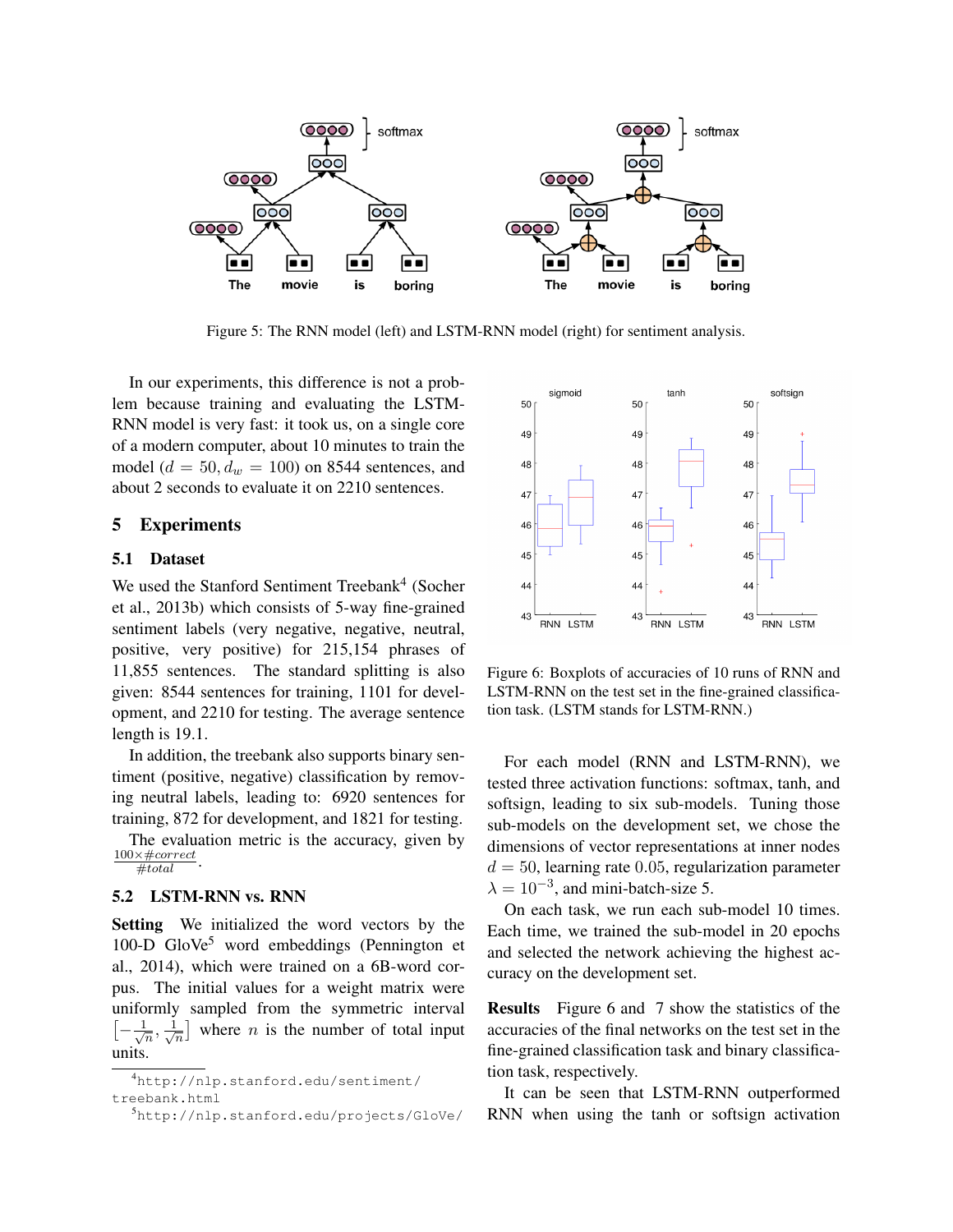Figure 5: The RNN model (left) and LSTM-RNN model (right) for sentiment analysis.

In our experiments, this difference is not a problem because training and evaluating the LSTM-RNN model is very fast: it took us, on a single core of a modern computer, about 10 minutes to train the model ($d = 50, d_w = 100$) on 8544 sentences, and about 2 seconds to evaluate it on 2210 sentences.

## 5 Experiments

### 5.1 Dataset

We used the Stanford Sentiment Treebank[4] (Socher et al., 2013b) which consists of 5-way fine-grained sentiment labels (very negative, negative, neutral, positive, very positive) for 215,154 phrases of 11,855 sentences. The standard splitting is also given: 8544 sentences for training, 1101 for development, and 2210 for testing. The average sentence length is 19.1.

In addition, the treebank also supports binary sentiment (positive, negative) classification by removing neutral labels, leading to: 6920 sentences for training, 872 for development, and 1821 for testing.

The evaluation metric is the accuracy, given by $\frac{100 \times \#correct}{\#total}$.

### 5.2 LSTM-RNN vs. RNN

**Setting** We initialized the word vectors by the 100-D GloVe[5] word embeddings (Pennington et al., 2014), which were trained on a 6B-word corpus. The initial values for a weight matrix were uniformly sampled from the symmetric interval $\left[-\frac{1}{\sqrt{n}}, \frac{1}{\sqrt{n}}\right]$ where $n$ is the number of total input units.

Figure 6: Boxplots of accuracies of 10 runs of RNN and LSTM-RNN on the test set in the fine-grained classification task. (LSTM stands for LSTM-RNN.)

For each model (RNN and LSTM-RNN), we tested three activation functions: softmax, tanh, and softsign, leading to six sub-models. Tuning those sub-models on the development set, we chose the dimensions of vector representations at inner nodes $d = 50$, learning rate 0.05, regularization parameter $\lambda = 10^{-3}$, and mini-batch-size 5.

On each task, we run each sub-model 10 times. Each time, we trained the sub-model in 20 epochs and selected the network achieving the highest accuracy on the development set.

**Results** Figure 6 and 7 show the statistics of the accuracies of the final networks on the test set in the fine-grained classification task and binary classification task, respectively.

It can be seen that LSTM-RNN outperformed RNN when using the tanh or softsign activation

[4] http://nlp.stanford.edu/sentiment/treebank.html

[5] http://nlp.stanford.edu/projects/GloVe/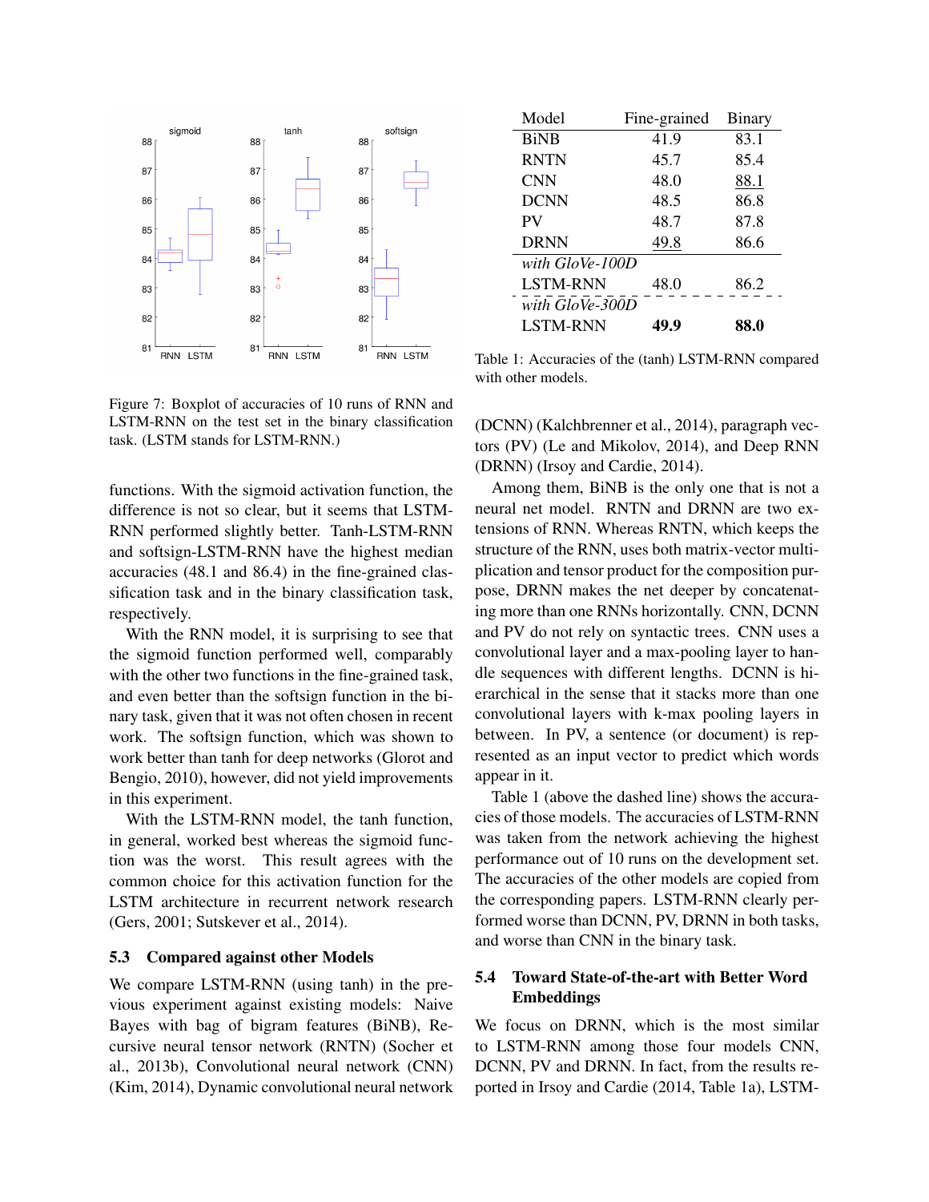Figure 7: Boxplot of accuracies of 10 runs of RNN and LSTM-RNN on the test set in the binary classification task. (LSTM stands for LSTM-RNN.)

functions. With the sigmoid activation function, the difference is not so clear, but it seems that LSTM-RNN performed slightly better. Tanh-LSTM-RNN and softsign-LSTM-RNN have the highest median accuracies (48.1 and 86.4) in the fine-grained classification task and in the binary classification task, respectively.

With the RNN model, it is surprising to see that the sigmoid function performed well, comparably with the other two functions in the fine-grained task, and even better than the softsign function in the binary task, given that it was not often chosen in recent work. The softsign function, which was shown to work better than tanh for deep networks (Glorot and Bengio, 2010), however, did not yield improvements in this experiment.

With the LSTM-RNN model, the tanh function, in general, worked best whereas the sigmoid function was the worst. This result agrees with the common choice for this activation function for the LSTM architecture in recurrent network research (Gers, 2001; Sutskever et al., 2014).

### 5.3 Compared against other Models

We compare LSTM-RNN (using tanh) in the previous experiment against existing models: Naive Bayes with bag of bigram features (BiNB), Recursive neural tensor network (RNTN) (Socher et al., 2013b), Convolutional neural network (CNN) (Kim, 2014), Dynamic convolutional neural network (DCNN) (Kalchbrenner et al., 2014), paragraph vectors (PV) (Le and Mikolov, 2014), and Deep RNN (DRNN) (Irsoy and Cardie, 2014).

| Model | Fine-grained | Binary |
|---|---|---|
| BiNB | 41.9 | 83.1 |
| RNTN | 45.7 | 85.4 |
| CNN | 48.0 | <u>88.1</u> |
| DCNN | 48.5 | 86.8 |
| PV | 48.7 | 87.8 |
| DRNN | <u>49.8</u> | 86.6 |
| *with GloVe-100D* | | |
| LSTM-RNN | 48.0 | 86.2 |
| *with GloVe-300D* | | |
| LSTM-RNN | **49.9** | **88.0** |

Table 1: Accuracies of the (tanh) LSTM-RNN compared with other models.

Among them, BiNB is the only one that is not a neural net model. RNTN and DRNN are two extensions of RNN. Whereas RNTN, which keeps the structure of the RNN, uses both matrix-vector multiplication and tensor product for the composition purpose, DRNN makes the net deeper by concatenating more than one RNNs horizontally. CNN, DCNN and PV do not rely on syntactic trees. CNN uses a convolutional layer and a max-pooling layer to handle sequences with different lengths. DCNN is hierarchical in the sense that it stacks more than one convolutional layers with k-max pooling layers in between. In PV, a sentence (or document) is represented as an input vector to predict which words appear in it.

Table 1 (above the dashed line) shows the accuracies of those models. The accuracies of LSTM-RNN was taken from the network achieving the highest performance out of 10 runs on the development set. The accuracies of the other models are copied from the corresponding papers. LSTM-RNN clearly performed worse than DCNN, PV, DRNN in both tasks, and worse than CNN in the binary task.

### 5.4 Toward State-of-the-art with Better Word Embeddings

We focus on DRNN, which is the most similar to LSTM-RNN among those four models CNN, DCNN, PV and DRNN. In fact, from the results reported in Irsoy and Cardie (2014, Table 1a), LSTM-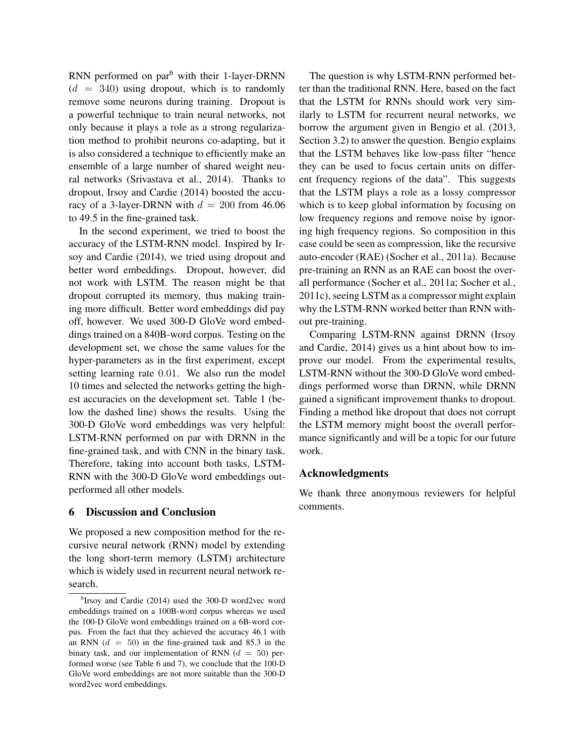RNN performed on par[6] with their 1-layer-DRNN ($d = 340$) using dropout, which is to randomly remove some neurons during training. Dropout is a powerful technique to train neural networks, not only because it plays a role as a strong regularization method to prohibit neurons co-adapting, but it is also considered a technique to efficiently make an ensemble of a large number of shared weight neural networks (Srivastava et al., 2014). Thanks to dropout, Irsoy and Cardie (2014) boosted the accuracy of a 3-layer-DRNN with $d = 200$ from 46.06 to 49.5 in the fine-grained task.

In the second experiment, we tried to boost the accuracy of the LSTM-RNN model. Inspired by Irsoy and Cardie (2014), we tried using dropout and better word embeddings. Dropout, however, did not work with LSTM. The reason might be that dropout corrupted its memory, thus making training more difficult. Better word embeddings did pay off, however. We used 300-D GloVe word embeddings trained on a 840B-word corpus. Testing on the development set, we chose the same values for the hyper-parameters as in the first experiment, except setting learning rate 0.01. We also run the model 10 times and selected the networks getting the highest accuracies on the development set. Table 1 (below the dashed line) shows the results. Using the 300-D GloVe word embeddings was very helpful: LSTM-RNN performed on par with DRNN in the fine-grained task, and with CNN in the binary task. Therefore, taking into account both tasks, LSTM-RNN with the 300-D GloVe word embeddings outperformed all other models.

## 6 Discussion and Conclusion

We proposed a new composition method for the recursive neural network (RNN) model by extending the long short-term memory (LSTM) architecture which is widely used in recurrent neural network research.

The question is why LSTM-RNN performed better than the traditional RNN. Here, based on the fact that the LSTM for RNNs should work very similarly to LSTM for recurrent neural networks, we borrow the argument given in Bengio et al. (2013, Section 3.2) to answer the question. Bengio explains that the LSTM behaves like low-pass filter "hence they can be used to focus certain units on different frequency regions of the data". This suggests that the LSTM plays a role as a lossy compressor which is to keep global information by focusing on low frequency regions and remove noise by ignoring high frequency regions. So composition in this case could be seen as compression, like the recursive auto-encoder (RAE) (Socher et al., 2011a). Because pre-training an RNN as an RAE can boost the overall performance (Socher et al., 2011a; Socher et al., 2011c), seeing LSTM as a compressor might explain why the LSTM-RNN worked better than RNN without pre-training.

Comparing LSTM-RNN against DRNN (Irsoy and Cardie, 2014) gives us a hint about how to improve our model. From the experimental results, LSTM-RNN without the 300-D GloVe word embeddings performed worse than DRNN, while DRNN gained a significant improvement thanks to dropout. Finding a method like dropout that does not corrupt the LSTM memory might boost the overall performance significantly and will be a topic for our future work.

## Acknowledgments

We thank three anonymous reviewers for helpful comments.

---

[6] Irsoy and Cardie (2014) used the 300-D word2vec word embeddings trained on a 100B-word corpus whereas we used the 100-D GloVe word embeddings trained on a 6B-word corpus. From the fact that they achieved the accuracy 46.1 with an RNN ($d = 50$) in the fine-grained task and 85.3 in the binary task, and our implementation of RNN ($d = 50$) performed worse (see Table 6 and 7), we conclude that the 100-D GloVe word embeddings are not more suitable than the 300-D word2vec word embeddings.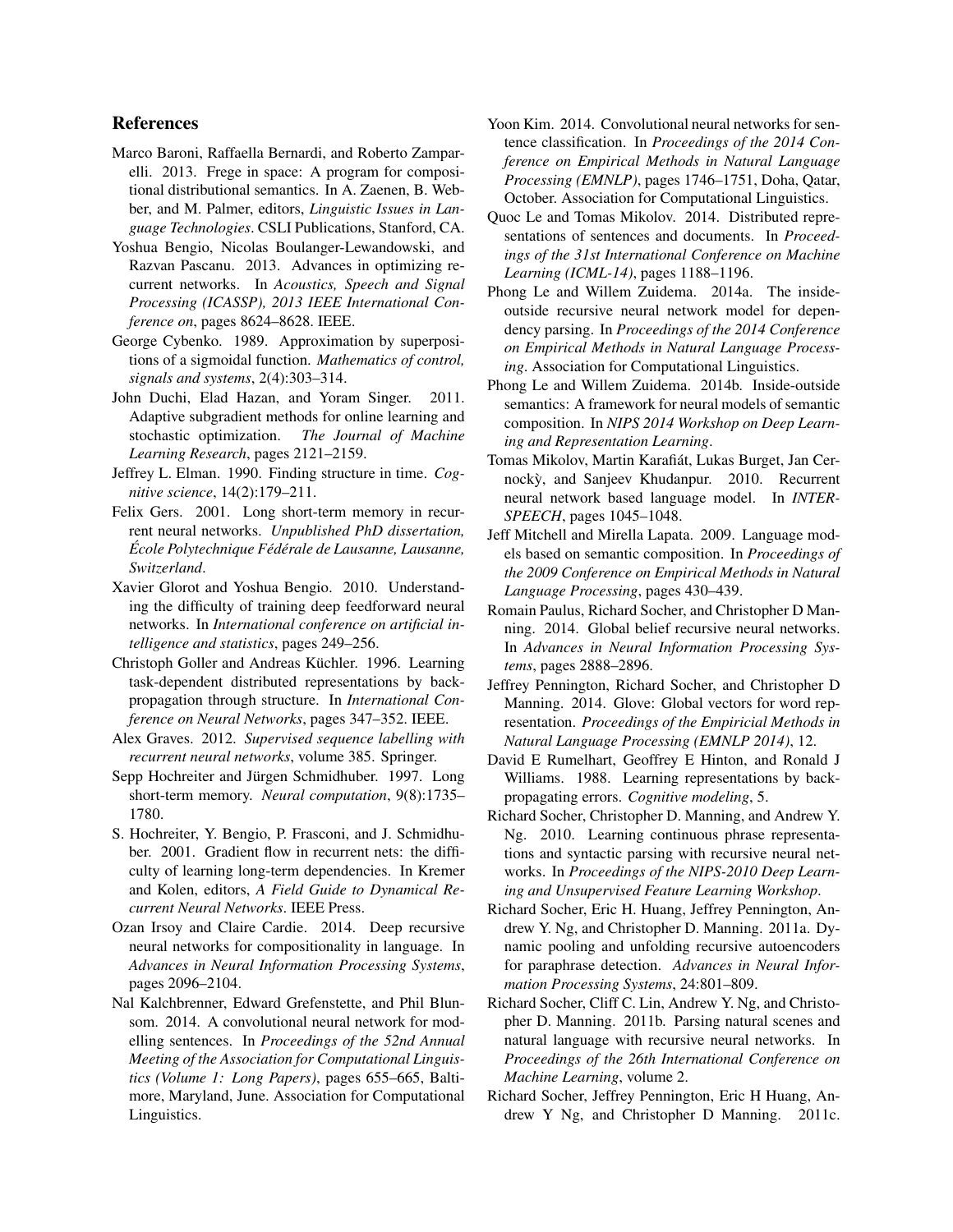## References

Marco Baroni, Raffaella Bernardi, and Roberto Zamparelli. 2013. Frege in space: A program for compositional distributional semantics. In A. Zaenen, B. Webber, and M. Palmer, editors, *Linguistic Issues in Language Technologies*. CSLI Publications, Stanford, CA.

Yoshua Bengio, Nicolas Boulanger-Lewandowski, and Razvan Pascanu. 2013. Advances in optimizing recurrent networks. In *Acoustics, Speech and Signal Processing (ICASSP), 2013 IEEE International Conference on*, pages 8624–8628. IEEE.

George Cybenko. 1989. Approximation by superpositions of a sigmoidal function. *Mathematics of control, signals and systems*, 2(4):303–314.

John Duchi, Elad Hazan, and Yoram Singer. 2011. Adaptive subgradient methods for online learning and stochastic optimization. *The Journal of Machine Learning Research*, pages 2121–2159.

Jeffrey L. Elman. 1990. Finding structure in time. *Cognitive science*, 14(2):179–211.

Felix Gers. 2001. Long short-term memory in recurrent neural networks. *Unpublished PhD dissertation, École Polytechnique Fédérale de Lausanne, Lausanne, Switzerland*.

Xavier Glorot and Yoshua Bengio. 2010. Understanding the difficulty of training deep feedforward neural networks. In *International conference on artificial intelligence and statistics*, pages 249–256.

Christoph Goller and Andreas Küchler. 1996. Learning task-dependent distributed representations by backpropagation through structure. In *International Conference on Neural Networks*, pages 347–352. IEEE.

Alex Graves. 2012. *Supervised sequence labelling with recurrent neural networks*, volume 385. Springer.

Sepp Hochreiter and Jürgen Schmidhuber. 1997. Long short-term memory. *Neural computation*, 9(8):1735–1780.

S. Hochreiter, Y. Bengio, P. Frasconi, and J. Schmidhuber. 2001. Gradient flow in recurrent nets: the difficulty of learning long-term dependencies. In Kremer and Kolen, editors, *A Field Guide to Dynamical Recurrent Neural Networks*. IEEE Press.

Ozan Irsoy and Claire Cardie. 2014. Deep recursive neural networks for compositionality in language. In *Advances in Neural Information Processing Systems*, pages 2096–2104.

Nal Kalchbrenner, Edward Grefenstette, and Phil Blunsom. 2014. A convolutional neural network for modelling sentences. In *Proceedings of the 52nd Annual Meeting of the Association for Computational Linguistics (Volume 1: Long Papers)*, pages 655–665, Baltimore, Maryland, June. Association for Computational Linguistics.

Yoon Kim. 2014. Convolutional neural networks for sentence classification. In *Proceedings of the 2014 Conference on Empirical Methods in Natural Language Processing (EMNLP)*, pages 1746–1751, Doha, Qatar, October. Association for Computational Linguistics.

Quoc Le and Tomas Mikolov. 2014. Distributed representations of sentences and documents. In *Proceedings of the 31st International Conference on Machine Learning (ICML-14)*, pages 1188–1196.

Phong Le and Willem Zuidema. 2014a. The inside-outside recursive neural network model for dependency parsing. In *Proceedings of the 2014 Conference on Empirical Methods in Natural Language Processing*. Association for Computational Linguistics.

Phong Le and Willem Zuidema. 2014b. Inside-outside semantics: A framework for neural models of semantic composition. In *NIPS 2014 Workshop on Deep Learning and Representation Learning*.

Tomas Mikolov, Martin Karafiát, Lukas Burget, Jan Cernockỳ, and Sanjeev Khudanpur. 2010. Recurrent neural network based language model. In *INTERSPEECH*, pages 1045–1048.

Jeff Mitchell and Mirella Lapata. 2009. Language models based on semantic composition. In *Proceedings of the 2009 Conference on Empirical Methods in Natural Language Processing*, pages 430–439.

Romain Paulus, Richard Socher, and Christopher D Manning. 2014. Global belief recursive neural networks. In *Advances in Neural Information Processing Systems*, pages 2888–2896.

Jeffrey Pennington, Richard Socher, and Christopher D Manning. 2014. Glove: Global vectors for word representation. *Proceedings of the Empiricial Methods in Natural Language Processing (EMNLP 2014)*, 12.

David E Rumelhart, Geoffrey E Hinton, and Ronald J Williams. 1988. Learning representations by back-propagating errors. *Cognitive modeling*, 5.

Richard Socher, Christopher D. Manning, and Andrew Y. Ng. 2010. Learning continuous phrase representations and syntactic parsing with recursive neural networks. In *Proceedings of the NIPS-2010 Deep Learning and Unsupervised Feature Learning Workshop*.

Richard Socher, Eric H. Huang, Jeffrey Pennington, Andrew Y. Ng, and Christopher D. Manning. 2011a. Dynamic pooling and unfolding recursive autoencoders for paraphrase detection. *Advances in Neural Information Processing Systems*, 24:801–809.

Richard Socher, Cliff C. Lin, Andrew Y. Ng, and Christopher D. Manning. 2011b. Parsing natural scenes and natural language with recursive neural networks. In *Proceedings of the 26th International Conference on Machine Learning*, volume 2.

Richard Socher, Jeffrey Pennington, Eric H Huang, Andrew Y Ng, and Christopher D Manning. 2011c.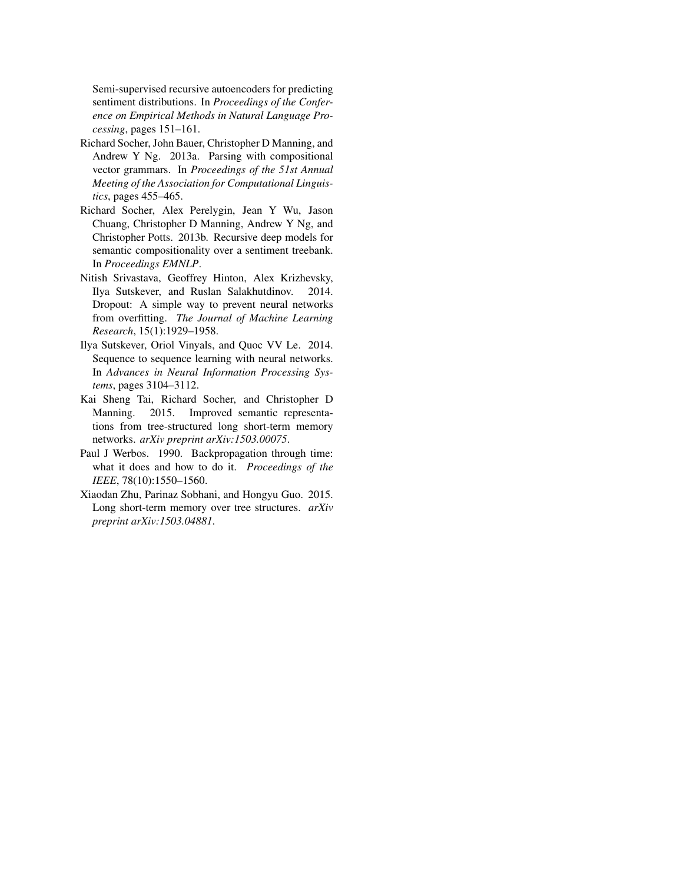Semi-supervised recursive autoencoders for predicting sentiment distributions. In *Proceedings of the Conference on Empirical Methods in Natural Language Processing*, pages 151–161.

Richard Socher, John Bauer, Christopher D Manning, and Andrew Y Ng. 2013a. Parsing with compositional vector grammars. In *Proceedings of the 51st Annual Meeting of the Association for Computational Linguistics*, pages 455–465.

Richard Socher, Alex Perelygin, Jean Y Wu, Jason Chuang, Christopher D Manning, Andrew Y Ng, and Christopher Potts. 2013b. Recursive deep models for semantic compositionality over a sentiment treebank. In *Proceedings EMNLP*.

Nitish Srivastava, Geoffrey Hinton, Alex Krizhevsky, Ilya Sutskever, and Ruslan Salakhutdinov. 2014. Dropout: A simple way to prevent neural networks from overfitting. *The Journal of Machine Learning Research*, 15(1):1929–1958.

Ilya Sutskever, Oriol Vinyals, and Quoc VV Le. 2014. Sequence to sequence learning with neural networks. In *Advances in Neural Information Processing Systems*, pages 3104–3112.

Kai Sheng Tai, Richard Socher, and Christopher D Manning. 2015. Improved semantic representations from tree-structured long short-term memory networks. *arXiv preprint arXiv:1503.00075*.

Paul J Werbos. 1990. Backpropagation through time: what it does and how to do it. *Proceedings of the IEEE*, 78(10):1550–1560.

Xiaodan Zhu, Parinaz Sobhani, and Hongyu Guo. 2015. Long short-term memory over tree structures. *arXiv preprint arXiv:1503.04881*.